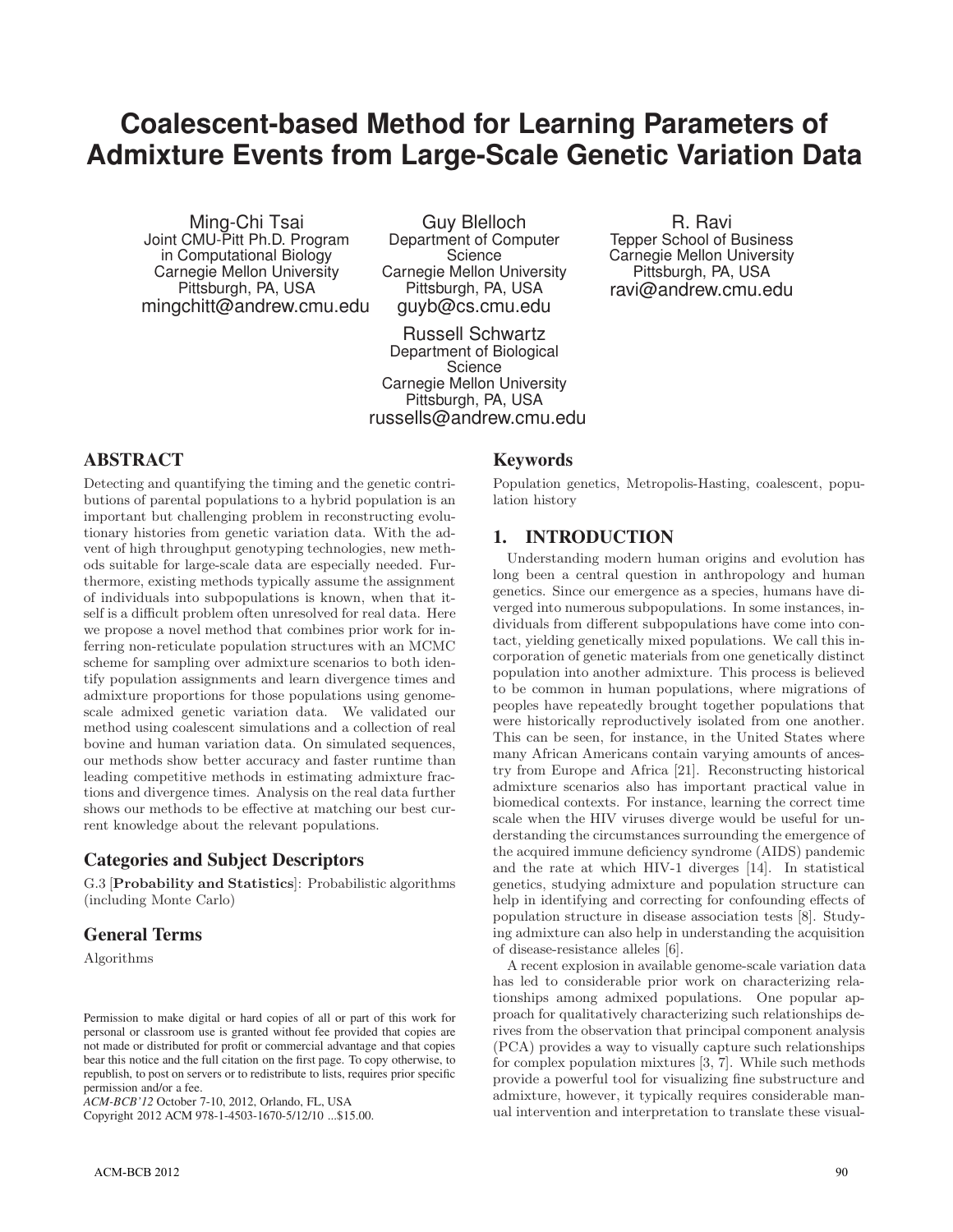# Coalescent-based Method for Learning Parameters of Admixture Events from Large-Scale Genetic Variation Data

Ming-Chi Tsai
Joint CMU-Pitt Ph.D. Program in Computational Biology
Carnegie Mellon University
Pittsburgh, PA, USA
mingchitt@andrew.cmu.edu

Guy Blelloch
Department of Computer Science
Carnegie Mellon University
Pittsburgh, PA, USA
guyb@cs.cmu.edu

R. Ravi
Tepper School of Business
Carnegie Mellon University
Pittsburgh, PA, USA
ravi@andrew.cmu.edu

Russell Schwartz
Department of Biological Science
Carnegie Mellon University
Pittsburgh, PA, USA
russells@andrew.cmu.edu

## ABSTRACT

Detecting and quantifying the timing and the genetic contributions of parental populations to a hybrid population is an important but challenging problem in reconstructing evolutionary histories from genetic variation data. With the advent of high throughput genotyping technologies, new methods suitable for large-scale data are especially needed. Furthermore, existing methods typically assume the assignment of individuals into subpopulations is known, when that itself is a difficult problem often unresolved for real data. Here we propose a novel method that combines prior work for inferring non-reticulate population structures with an MCMC scheme for sampling over admixture scenarios to both identify population assignments and learn divergence times and admixture proportions for those populations using genome-scale admixed genetic variation data. We validated our method using coalescent simulations and a collection of real bovine and human variation data. On simulated sequences, our methods show better accuracy and faster runtime than leading competitive methods in estimating admixture fractions and divergence times. Analysis on the real data further shows our methods to be effective at matching our best current knowledge about the relevant populations.

### Categories and Subject Descriptors

G.3 [**Probability and Statistics**]: Probabilistic algorithms (including Monte Carlo)

### General Terms

Algorithms

Permission to make digital or hard copies of all or part of this work for personal or classroom use is granted without fee provided that copies are not made or distributed for profit or commercial advantage and that copies bear this notice and the full citation on the first page. To copy otherwise, to republish, to post on servers or to redistribute to lists, requires prior specific permission and/or a fee.
*ACM-BCB'12* October 7-10, 2012, Orlando, FL, USA
Copyright 2012 ACM 978-1-4503-1670-5/12/10 ...$15.00.

### Keywords

Population genetics, Metropolis-Hasting, coalescent, population history

## 1. INTRODUCTION

Understanding modern human origins and evolution has long been a central question in anthropology and human genetics. Since our emergence as a species, humans have diverged into numerous subpopulations. In some instances, individuals from different subpopulations have come into contact, yielding genetically mixed populations. We call this incorporation of genetic materials from one genetically distinct population into another admixture. This process is believed to be common in human populations, where migrations of peoples have repeatedly brought together populations that were historically reproductively isolated from one another. This can be seen, for instance, in the United States where many African Americans contain varying amounts of ancestry from Europe and Africa [21]. Reconstructing historical admixture scenarios also has important practical value in biomedical contexts. For instance, learning the correct time scale when the HIV viruses diverge would be useful for understanding the circumstances surrounding the emergence of the acquired immune deficiency syndrome (AIDS) pandemic and the rate at which HIV-1 diverges [14]. In statistical genetics, studying admixture and population structure can help in identifying and correcting for confounding effects of population structure in disease association tests [8]. Studying admixture can also help in understanding the acquisition of disease-resistance alleles [6].

A recent explosion in available genome-scale variation data has led to considerable prior work on characterizing relationships among admixed populations. One popular approach for qualitatively characterizing such relationships derives from the observation that principal component analysis (PCA) provides a way to visually capture such relationships for complex population mixtures [3, 7]. While such methods provide a powerful tool for visualizing fine substructure and admixture, however, it typically requires considerable manual intervention and interpretation to translate these visual-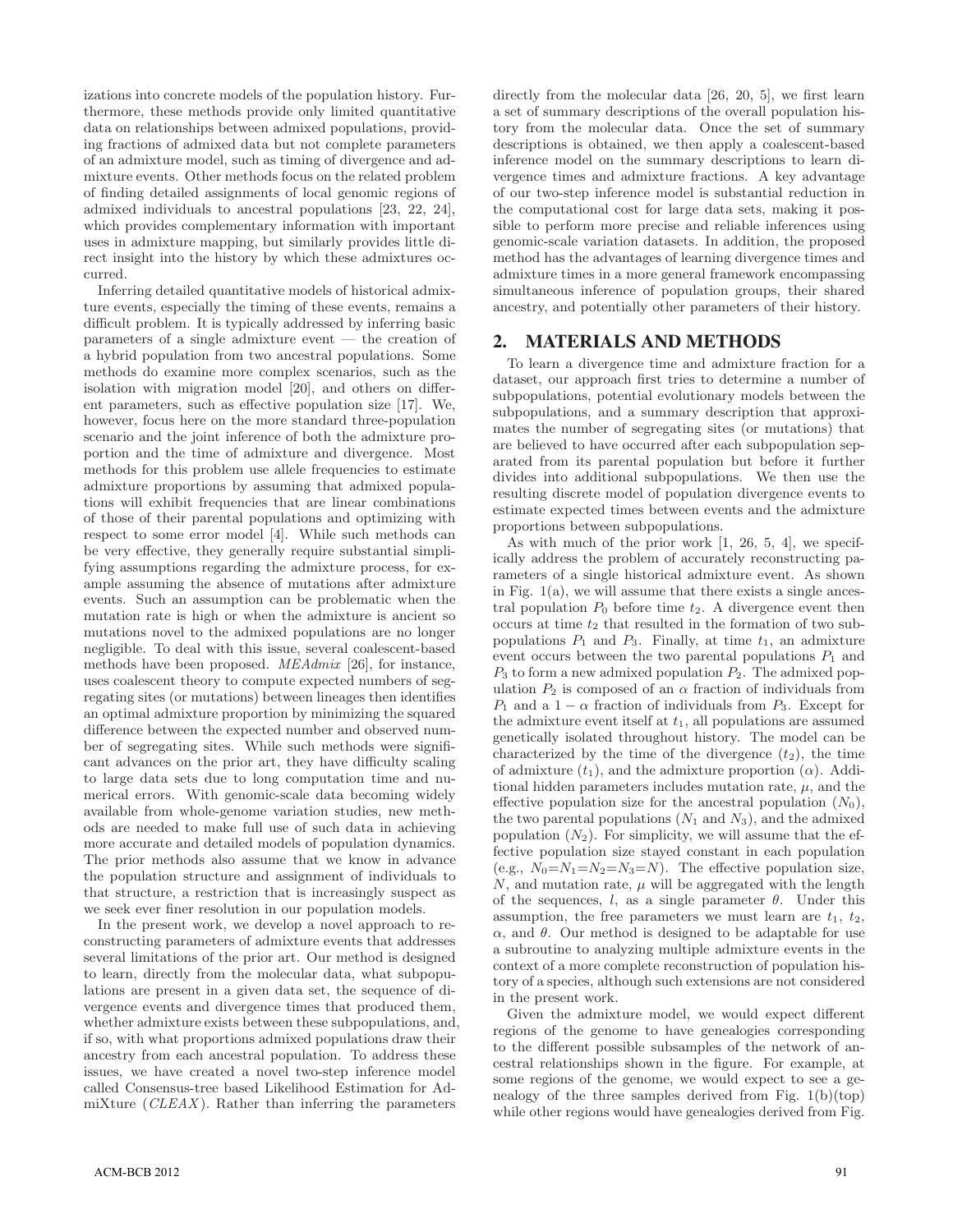izations into concrete models of the population history. Furthermore, these methods provide only limited quantitative data on relationships between admixed populations, providing fractions of admixed data but not complete parameters of an admixture model, such as timing of divergence and admixture events. Other methods focus on the related problem of finding detailed assignments of local genomic regions of admixed individuals to ancestral populations [23, 22, 24], which provides complementary information with important uses in admixture mapping, but similarly provides little direct insight into the history by which these admixtures occurred.

Inferring detailed quantitative models of historical admixture events, especially the timing of these events, remains a difficult problem. It is typically addressed by inferring basic parameters of a single admixture event — the creation of a hybrid population from two ancestral populations. Some methods do examine more complex scenarios, such as the isolation with migration model [20], and others on different parameters, such as effective population size [17]. We, however, focus here on the more standard three-population scenario and the joint inference of both the admixture proportion and the time of admixture and divergence. Most methods for this problem use allele frequencies to estimate admixture proportions by assuming that admixed populations will exhibit frequencies that are linear combinations of those of their parental populations and optimizing with respect to some error model [4]. While such methods can be very effective, they generally require substantial simplifying assumptions regarding the admixture process, for example assuming the absence of mutations after admixture events. Such an assumption can be problematic when the mutation rate is high or when the admixture is ancient so mutations novel to the admixed populations are no longer negligible. To deal with this issue, several coalescent-based methods have been proposed. *MEAdmix* [26], for instance, uses coalescent theory to compute expected numbers of segregating sites (or mutations) between lineages then identifies an optimal admixture proportion by minimizing the squared difference between the expected number and observed number of segregating sites. While such methods were significant advances on the prior art, they have difficulty scaling to large data sets due to long computation time and numerical errors. With genomic-scale data becoming widely available from whole-genome variation studies, new methods are needed to make full use of such data in achieving more accurate and detailed models of population dynamics. The prior methods also assume that we know in advance the population structure and assignment of individuals to that structure, a restriction that is increasingly suspect as we seek ever finer resolution in our population models.

In the present work, we develop a novel approach to reconstructing parameters of admixture events that addresses several limitations of the prior art. Our method is designed to learn, directly from the molecular data, what subpopulations are present in a given data set, the sequence of divergence events and divergence times that produced them, whether admixture exists between these subpopulations, and, if so, with what proportions admixed populations draw their ancestry from each ancestral population. To address these issues, we have created a novel two-step inference model called Consensus-tree based Likelihood Estimation for AdmiXture (*CLEAX*). Rather than inferring the parameters directly from the molecular data [26, 20, 5], we first learn a set of summary descriptions of the overall population history from the molecular data. Once the set of summary descriptions is obtained, we then apply a coalescent-based inference model on the summary descriptions to learn divergence times and admixture fractions. A key advantage of our two-step inference model is substantial reduction in the computational cost for large data sets, making it possible to perform more precise and reliable inferences using genomic-scale variation datasets. In addition, the proposed method has the advantages of learning divergence times and admixture times in a more general framework encompassing simultaneous inference of population groups, their shared ancestry, and potentially other parameters of their history.

## 2. MATERIALS AND METHODS

To learn a divergence time and admixture fraction for a dataset, our approach first tries to determine a number of subpopulations, potential evolutionary models between the subpopulations, and a summary description that approximates the number of segregating sites (or mutations) that are believed to have occurred after each subpopulation separated from its parental population but before it further divides into additional subpopulations. We then use the resulting discrete model of population divergence events to estimate expected times between events and the admixture proportions between subpopulations.

As with much of the prior work [1, 26, 5, 4], we specifically address the problem of accurately reconstructing parameters of a single historical admixture event. As shown in Fig. 1(a), we will assume that there exists a single ancestral population $P_0$ before time $t_2$. A divergence event then occurs at time $t_2$ that resulted in the formation of two subpopulations $P_1$ and $P_3$. Finally, at time $t_1$, an admixture event occurs between the two parental populations $P_1$ and $P_3$ to form a new admixed population $P_2$. The admixed population $P_2$ is composed of an $\alpha$ fraction of individuals from $P_1$ and a $1-\alpha$ fraction of individuals from $P_3$. Except for the admixture event itself at $t_1$, all populations are assumed genetically isolated throughout history. The model can be characterized by the time of the divergence ($t_2$), the time of admixture ($t_1$), and the admixture proportion ($\alpha$). Additional hidden parameters includes mutation rate, $\mu$, and the effective population size for the ancestral population ($N_0$), the two parental populations ($N_1$ and $N_3$), and the admixed population ($N_2$). For simplicity, we will assume that the effective population size stayed constant in each population (e.g., $N_0$=$N_1$=$N_2$=$N_3$=$N$). The effective population size, $N$, and mutation rate, $\mu$ will be aggregated with the length of the sequences, $l$, as a single parameter $\theta$. Under this assumption, the free parameters we must learn are $t_1$, $t_2$, $\alpha$, and $\theta$. Our method is designed to be adaptable for use a subroutine to analyzing multiple admixture events in the context of a more complete reconstruction of population history of a species, although such extensions are not considered in the present work.

Given the admixture model, we would expect different regions of the genome to have genealogies corresponding to the different possible subsamples of the network of ancestral relationships shown in the figure. For example, at some regions of the genome, we would expect to see a genealogy of the three samples derived from Fig. 1(b)(top) while other regions would have genealogies derived from Fig.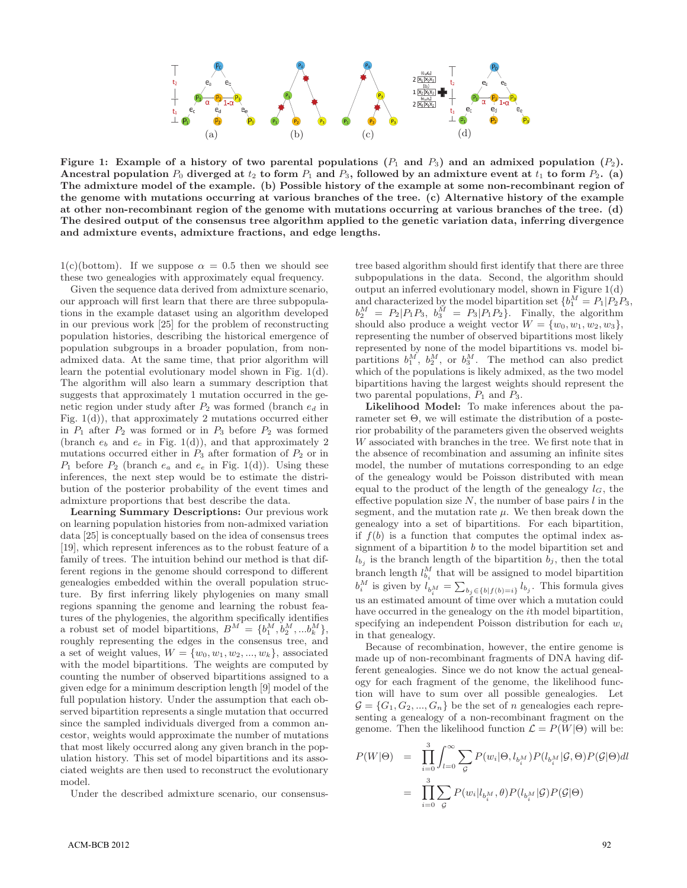**Figure 1: Example of a history of two parental populations ($P_1$ and $P_3$) and an admixed population ($P_2$). Ancestral population $P_0$ diverged at $t_2$ to form $P_1$ and $P_3$, followed by an admixture event at $t_1$ to form $P_2$. (a) The admixture model of the example. (b) Possible history of the example at some non-recombinant region of the genome with mutations occurring at various branches of the tree. (c) Alternative history of the example at other non-recombinant region of the genome with mutations occurring at various branches of the tree. (d) The desired output of the consensus tree algorithm applied to the genetic variation data, inferring divergence and admixture events, admixture fractions, and edge lengths.**

1(c)(bottom). If we suppose $\alpha = 0.5$ then we should see these two genealogies with approximately equal frequency.

Given the sequence data derived from admixture scenario, our approach will first learn that there are three subpopulations in the example dataset using an algorithm developed in our previous work [25] for the problem of reconstructing population histories, describing the historical emergence of population subgroups in a broader population, from non-admixed data. At the same time, that prior algorithm will learn the potential evolutionary model shown in Fig. 1(d). The algorithm will also learn a summary description that suggests that approximately 1 mutation occurred in the genetic region under study after $P_2$ was formed (branch $e_d$ in Fig. 1(d)), that approximately 2 mutations occurred either in $P_1$ after $P_2$ was formed or in $P_3$ before $P_2$ was formed (branch $e_b$ and $e_c$ in Fig. 1(d)), and that approximately 2 mutations occurred either in $P_3$ after formation of $P_2$ or in $P_1$ before $P_2$ (branch $e_a$ and $e_e$ in Fig. 1(d)). Using these inferences, the next step would be to estimate the distribution of the posterior probability of the event times and admixture proportions that best describe the data.

**Learning Summary Descriptions:** Our previous work on learning population histories from non-admixed variation data [25] is conceptually based on the idea of consensus trees [19], which represent inferences as to the robust feature of a family of trees. The intuition behind our method is that different regions in the genome should correspond to different genealogies embedded within the overall population structure. By first inferring likely phylogenies on many small regions spanning the genome and learning the robust features of the phylogenies, the algorithm specifically identifies a robust set of model bipartitions, $B^M = \{b_1^M, b_2^M, ...b_k^M\}$, roughly representing the edges in the consensus tree, and a set of weight values, $W = \{w_0, w_1, w_2, ..., w_k\}$, associated with the model bipartitions. The weights are computed by counting the number of observed bipartitions assigned to a given edge for a minimum description length [9] model of the full population history. Under the assumption that each observed bipartition represents a single mutation that occurred since the sampled individuals diverged from a common ancestor, weights would approximate the number of mutations that most likely occurred along any given branch in the population history. This set of model bipartitions and its associated weights are then used to reconstruct the evolutionary model.

Under the described admixture scenario, our consensus-tree based algorithm should first identify that there are three subpopulations in the data. Second, the algorithm should output an inferred evolutionary model, shown in Figure 1(d) and characterized by the model bipartition set $\{b_1^M = P_1|P_2P_3,$ $b_2^M = P_2|P_1P_3,$ $b_3^M = P_3|P_1P_2\}$. Finally, the algorithm should also produce a weight vector $W = \{w_0, w_1, w_2, w_3\}$, representing the number of observed bipartitions most likely represented by none of the model bipartitions vs. model bipartitions $b_1^M$, $b_2^M$, or $b_3^M$. The method can also predict which of the populations is likely admixed, as the two model bipartitions having the largest weights should represent the two parental populations, $P_1$ and $P_3$.

**Likelihood Model:** To make inferences about the parameter set $\Theta$, we will estimate the distribution of a posterior probability of the parameters given the observed weights $W$ associated with branches in the tree. We first note that in the absence of recombination and assuming an infinite sites model, the number of mutations corresponding to an edge of the genealogy would be Poisson distributed with mean equal to the product of the length of the genealogy $l_G$, the effective population size $N$, the number of base pairs $l$ in the segment, and the mutation rate $\mu$. We then break down the genealogy into a set of bipartitions. For each bipartition, if $f(b)$ is a function that computes the optimal index assignment of a bipartition $b$ to the model bipartition set and $l_{b_j}$ is the branch length of the bipartition $b_j$, then the total branch length $l_{b_i}^M$ that will be assigned to model bipartition $b_i^M$ is given by $l_{b_i^M} = \sum_{b_j \in \{b|f(b)=i\}} l_{b_j}$. This formula gives us an estimated amount of time over which a mutation could have occurred in the genealogy on the $i$th model bipartition, specifying an independent Poisson distribution for each $w_i$ in that genealogy.

Because of recombination, however, the entire genome is made up of non-recombinant fragments of DNA having different genealogies. Since we do not know the actual genealogy for each fragment of the genome, the likelihood function will have to sum over all possible genealogies. Let $\mathcal{G} = \{G_1, G_2, ..., G_n\}$ be the set of $n$ genealogies each representing a genealogy of a non-recombinant fragment on the genome. Then the likelihood function $\mathcal{L} = P(W|\Theta)$ will be:

$$
\begin{aligned}
P(W|\Theta) &= \prod_{i=0}^{3} \int_{l=0}^{\infty} \sum_{\mathcal{G}} P(w_i|\Theta, l_{b_i^M}) P(l_{b_i^M}|\mathcal{G}, \Theta) P(\mathcal{G}|\Theta) dl \\
&= \prod_{i=0}^{3} \sum_{\mathcal{G}} P(w_i|l_{b_i^M}, \theta) P(l_{b_i^M}|\mathcal{G}) P(\mathcal{G}|\Theta)
\end{aligned}
$$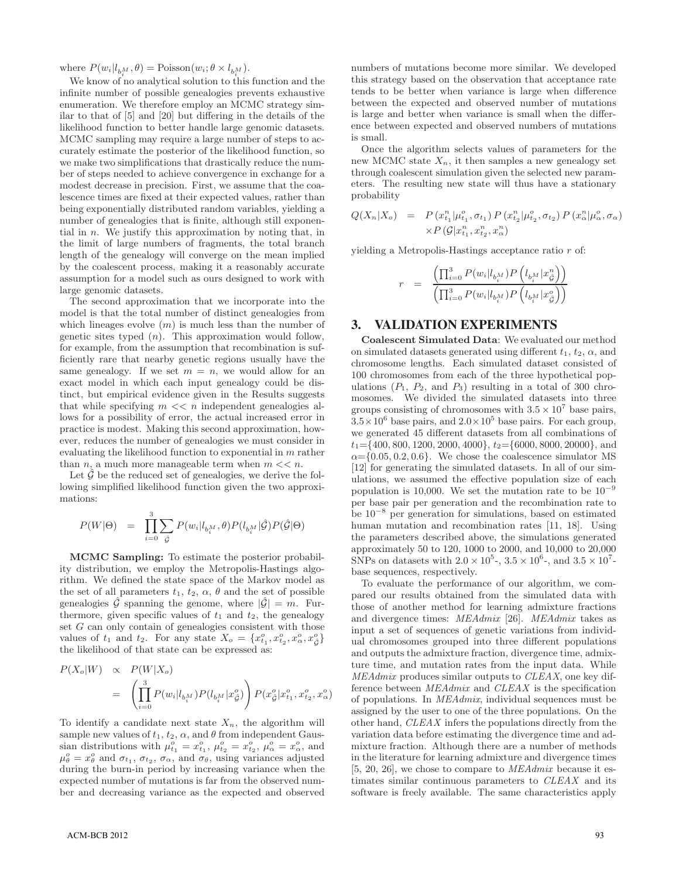where $P(w_i|l_{b_i^M}, \theta) = \text{Poisson}(w_i; \theta \times l_{b_i^M})$.

We know of no analytical solution to this function and the infinite number of possible genealogies prevents exhaustive enumeration. We therefore employ an MCMC strategy similar to that of [5] and [20] but differing in the details of the likelihood function to better handle large genomic datasets. MCMC sampling may require a large number of steps to accurately estimate the posterior of the likelihood function, so we make two simplifications that drastically reduce the number of steps needed to achieve convergence in exchange for a modest decrease in precision. First, we assume that the coalescence times are fixed at their expected values, rather than being exponentially distributed random variables, yielding a number of genealogies that is finite, although still exponential in $n$. We justify this approximation by noting that, in the limit of large numbers of fragments, the total branch length of the genealogy will converge on the mean implied by the coalescent process, making it a reasonably accurate assumption for a model such as ours designed to work with large genomic datasets.

The second approximation that we incorporate into the model is that the total number of distinct genealogies from which lineages evolve ($m$) is much less than the number of genetic sites typed ($n$). This approximation would follow, for example, from the assumption that recombination is sufficiently rare that nearby genetic regions usually have the same genealogy. If we set $m = n$, we would allow for an exact model in which each input genealogy could be distinct, but empirical evidence given in the Results suggests that while specifying $m << n$ independent genealogies allows for a possibility of error, the actual increased error in practice is modest. Making this second approximation, however, reduces the number of genealogies we must consider in evaluating the likelihood function to exponential in $m$ rather than $n$, a much more manageable term when $m << n$.

Let $\hat{\mathcal{G}}$ be the reduced set of genealogies, we derive the following simplified likelihood function given the two approximations:

$$P(W|\Theta) = \prod_{i=0}^{3} \sum_{\hat{\mathcal{G}}} P(w_i|l_{b_i^M}, \theta) P(l_{b_i^M}|\hat{\mathcal{G}}) P(\hat{\mathcal{G}}|\Theta)$$

**MCMC Sampling:** To estimate the posterior probability distribution, we employ the Metropolis-Hastings algorithm. We defined the state space of the Markov model as the set of all parameters $t_1$, $t_2$, $\alpha$, $\theta$ and the set of possible genealogies $\hat{\mathcal{G}}$ spanning the genome, where $|\hat{\mathcal{G}}| = m$. Furthermore, given specific values of $t_1$ and $t_2$, the genealogy set $G$ can only contain of genealogies consistent with those values of $t_1$ and $t_2$. For any state $X_o = \{x^o_{t_1}, x^o_{t_2}, x^o_{\alpha}, x^o_{\hat{\mathcal{G}}}\}$ the likelihood of that state can be expressed as:

$$\begin{aligned} P(X_o|W) &\propto P(W|X_o) \\ &= \left(\prod_{i=0}^{3} P(w_i|l_{b_i^M}) P(l_{b_i^M}|x^o_{\hat{\mathcal{G}}})\right) P(x^o_{\hat{\mathcal{G}}}|x^o_{t_1}, x^o_{t_2}, x^o_{\alpha}) \end{aligned}$$

To identify a candidate next state $X_n$, the algorithm will sample new values of $t_1$, $t_2$, $\alpha$, and $\theta$ from independent Gaussian distributions with $\mu^o_{t_1} = x^o_{t_1}$, $\mu^o_{t_2} = x^o_{t_2}$, $\mu^o_{\alpha} = x^o_{\alpha}$, and $\mu^o_{\theta} = x^o_{\theta}$ and $\sigma_{t_1}$, $\sigma_{t_2}$, $\sigma_{\alpha}$, and $\sigma_{\theta}$, using variances adjusted during the burn-in period by increasing variance when the expected number of mutations is far from the observed number and decreasing variance as the expected and observed numbers of mutations become more similar. We developed this strategy based on the observation that acceptance rate tends to be better when variance is large when difference between the expected and observed number of mutations is large and better when variance is small when the difference between expected and observed numbers of mutations is small.

Once the algorithm selects values of parameters for the new MCMC state $X_n$, it then samples a new genealogy set through coalescent simulation given the selected new parameters. The resulting new state will thus have a stationary probability

$$\begin{aligned} Q(X_n|X_o) &= P(x^n_{t_1}|\mu^o_{t_1}, \sigma_{t_1}) P(x^n_{t_2}|\mu^o_{t_2}, \sigma_{t_2}) P(x^n_{\alpha}|\mu^o_{\alpha}, \sigma_{\alpha}) \\ &\quad \times P(\mathcal{G}|x^n_{t_1}, x^n_{t_2}, x^n_{\alpha}) \end{aligned}$$

yielding a Metropolis-Hastings acceptance ratio $r$ of:

$$r = \frac{\left(\prod_{i=0}^{3} P(w_i|l_{b_i^M}) P\left(l_{b_i^M}|x^n_{\hat{\mathcal{G}}}\right)\right)}{\left(\prod_{i=0}^{3} P(w_i|l_{b_i^M}) P\left(l_{b_i^M}|x^o_{\hat{\mathcal{G}}}\right)\right)}$$

## 3. VALIDATION EXPERIMENTS

**Coalescent Simulated Data**: We evaluated our method on simulated datasets generated using different $t_1$, $t_2$, $\alpha$, and chromosome lengths. Each simulated dataset consisted of 100 chromosomes from each of the three hypothetical populations ($P_1$, $P_2$, and $P_3$) resulting in a total of 300 chromosomes. We divided the simulated datasets into three groups consisting of chromosomes with $3.5 \times 10^7$ base pairs, $3.5 \times 10^6$ base pairs, and $2.0 \times 10^5$ base pairs. For each group, we generated 45 different datasets from all combinations of $t_1$={400, 800, 1200, 2000, 4000}, $t_2$={6000, 8000, 20000}, and $\alpha$={0.05, 0.2, 0.6}. We chose the coalescence simulator MS [12] for generating the simulated datasets. In all of our simulations, we assumed the effective population size of each population is 10,000. We set the mutation rate to be $10^{-9}$ per base pair per generation and the recombination rate to be $10^{-8}$ per generation for simulations, based on estimated human mutation and recombination rates [11, 18]. Using the parameters described above, the simulations generated approximately 50 to 120, 1000 to 2000, and 10,000 to 20,000 SNPs on datasets with $2.0 \times 10^5$-, $3.5 \times 10^6$-, and $3.5 \times 10^7$-base sequences, respectively.

To evaluate the performance of our algorithm, we compared our results obtained from the simulated data with those of another method for learning admixture fractions and divergence times: *MEAdmix* [26]. *MEAdmix* takes as input a set of sequences of genetic variations from individual chromosomes grouped into three different populations and outputs the admixture fraction, divergence time, admixture time, and mutation rates from the input data. While *MEAdmix* produces similar outputs to *CLEAX*, one key difference between *MEAdmix* and *CLEAX* is the specification of populations. In *MEAdmix*, individual sequences must be assigned by the user to one of the three populations. On the other hand, *CLEAX* infers the populations directly from the variation data before estimating the divergence time and admixture fraction. Although there are a number of methods in the literature for learning admixture and divergence times [5, 20, 26], we chose to compare to *MEAdmix* because it estimates similar continuous parameters to *CLEAX* and its software is freely available. The same characteristics apply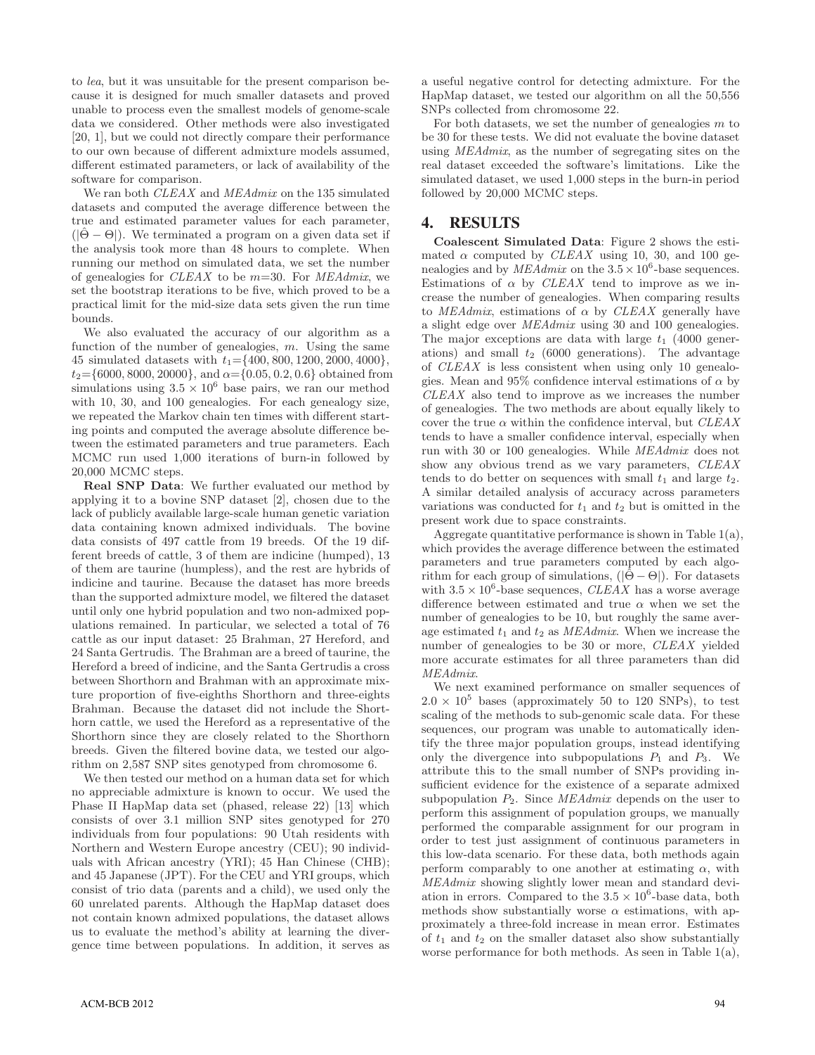to *lea*, but it was unsuitable for the present comparison because it is designed for much smaller datasets and proved unable to process even the smallest models of genome-scale data we considered. Other methods were also investigated [20, 1], but we could not directly compare their performance to our own because of different admixture models assumed, different estimated parameters, or lack of availability of the software for comparison.

We ran both *CLEAX* and *MEAdmix* on the 135 simulated datasets and computed the average difference between the true and estimated parameter values for each parameter, ($|\hat{\Theta} - \Theta|$). We terminated a program on a given data set if the analysis took more than 48 hours to complete. When running our method on simulated data, we set the number of genealogies for *CLEAX* to be $m$=30. For *MEAdmix*, we set the bootstrap iterations to be five, which proved to be a practical limit for the mid-size data sets given the run time bounds.

We also evaluated the accuracy of our algorithm as a function of the number of genealogies, $m$. Using the same 45 simulated datasets with $t_1$={400, 800, 1200, 2000, 4000}, $t_2$={6000, 8000, 20000}, and $\alpha$={0.05, 0.2, 0.6} obtained from simulations using $3.5 \times 10^6$ base pairs, we ran our method with 10, 30, and 100 genealogies. For each genealogy size, we repeated the Markov chain ten times with different starting points and computed the average absolute difference between the estimated parameters and true parameters. Each MCMC run used 1,000 iterations of burn-in followed by 20,000 MCMC steps.

**Real SNP Data**: We further evaluated our method by applying it to a bovine SNP dataset [2], chosen due to the lack of publicly available large-scale human genetic variation data containing known admixed individuals. The bovine data consists of 497 cattle from 19 breeds. Of the 19 different breeds of cattle, 3 of them are indicine (humped), 13 of them are taurine (humpless), and the rest are hybrids of indicine and taurine. Because the dataset has more breeds than the supported admixture model, we filtered the dataset until only one hybrid population and two non-admixed populations remained. In particular, we selected a total of 76 cattle as our input dataset: 25 Brahman, 27 Hereford, and 24 Santa Gertrudis. The Brahman are a breed of taurine, the Hereford a breed of indicine, and the Santa Gertrudis a cross between Shorthorn and Brahman with an approximate mixture proportion of five-eighths Shorthorn and three-eights Brahman. Because the dataset did not include the Shorthorn cattle, we used the Hereford as a representative of the Shorthorn since they are closely related to the Shorthorn breeds. Given the filtered bovine data, we tested our algorithm on 2,587 SNP sites genotyped from chromosome 6.

We then tested our method on a human data set for which no appreciable admixture is known to occur. We used the Phase II HapMap data set (phased, release 22) [13] which consists of over 3.1 million SNP sites genotyped for 270 individuals from four populations: 90 Utah residents with Northern and Western Europe ancestry (CEU); 90 individuals with African ancestry (YRI); 45 Han Chinese (CHB); and 45 Japanese (JPT). For the CEU and YRI groups, which consist of trio data (parents and a child), we used only the 60 unrelated parents. Although the HapMap dataset does not contain known admixed populations, the dataset allows us to evaluate the method's ability at learning the divergence time between populations. In addition, it serves as a useful negative control for detecting admixture. For the HapMap dataset, we tested our algorithm on all the 50,556 SNPs collected from chromosome 22.

For both datasets, we set the number of genealogies $m$ to be 30 for these tests. We did not evaluate the bovine dataset using *MEAdmix*, as the number of segregating sites on the real dataset exceeded the software's limitations. Like the simulated dataset, we used 1,000 steps in the burn-in period followed by 20,000 MCMC steps.

## 4. RESULTS

**Coalescent Simulated Data**: Figure 2 shows the estimated $\alpha$ computed by *CLEAX* using 10, 30, and 100 genealogies and by *MEAdmix* on the $3.5 \times 10^6$-base sequences. Estimations of $\alpha$ by *CLEAX* tend to improve as we increase the number of genealogies. When comparing results to *MEAdmix*, estimations of $\alpha$ by *CLEAX* generally have a slight edge over *MEAdmix* using 30 and 100 genealogies. The major exceptions are data with large $t_1$ (4000 generations) and small $t_2$ (6000 generations). The advantage of *CLEAX* is less consistent when using only 10 genealogies. Mean and 95% confidence interval estimations of $\alpha$ by *CLEAX* also tend to improve as we increases the number of genealogies. The two methods are about equally likely to cover the true $\alpha$ within the confidence interval, but *CLEAX* tends to have a smaller confidence interval, especially when run with 30 or 100 genealogies. While *MEAdmix* does not show any obvious trend as we vary parameters, *CLEAX* tends to do better on sequences with small $t_1$ and large $t_2$. A similar detailed analysis of accuracy across parameters variations was conducted for $t_1$ and $t_2$ but is omitted in the present work due to space constraints.

Aggregate quantitative performance is shown in Table 1(a), which provides the average difference between the estimated parameters and true parameters computed by each algorithm for each group of simulations, ($|\hat{\Theta} - \Theta|$). For datasets with $3.5 \times 10^6$-base sequences, *CLEAX* has a worse average difference between estimated and true $\alpha$ when we set the number of genealogies to be 10, but roughly the same average estimated $t_1$ and $t_2$ as *MEAdmix*. When we increase the number of genealogies to be 30 or more, *CLEAX* yielded more accurate estimates for all three parameters than did *MEAdmix*.

We next examined performance on smaller sequences of $2.0 \times 10^5$ bases (approximately 50 to 120 SNPs), to test scaling of the methods to sub-genomic scale data. For these sequences, our program was unable to automatically identify the three major population groups, instead identifying only the divergence into subpopulations $P_1$ and $P_3$. We attribute this to the small number of SNPs providing insufficient evidence for the existence of a separate admixed subpopulation $P_2$. Since *MEAdmix* depends on the user to perform this assignment of population groups, we manually performed the comparable assignment for our program in order to test just assignment of continuous parameters in this low-data scenario. For these data, both methods again perform comparably to one another at estimating $\alpha$, with *MEAdmix* showing slightly lower mean and standard deviation in errors. Compared to the $3.5 \times 10^6$-base data, both methods show substantially worse $\alpha$ estimations, with approximately a three-fold increase in mean error. Estimates of $t_1$ and $t_2$ on the smaller dataset also show substantially worse performance for both methods. As seen in Table 1(a),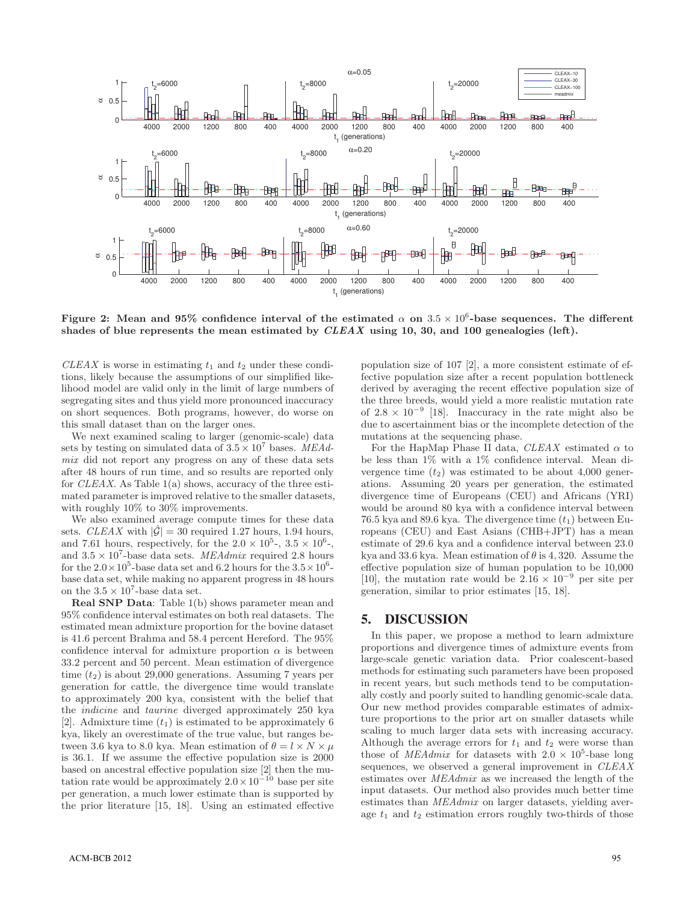Figure 2: Mean and 95% confidence interval of the estimated $\alpha$ on $3.5 \times 10^6$-base sequences. The different shades of blue represents the mean estimated by *CLEAX* using 10, 30, and 100 genealogies (left).

*CLEAX* is worse in estimating $t_1$ and $t_2$ under these conditions, likely because the assumptions of our simplified likelihood model are valid only in the limit of large numbers of segregating sites and thus yield more pronounced inaccuracy on short sequences. Both programs, however, do worse on this small dataset than on the larger ones.

We next examined scaling to larger (genomic-scale) data sets by testing on simulated data of $3.5 \times 10^7$ bases. *MEAdmix* did not report any progress on any of these data sets after 48 hours of run time, and so results are reported only for *CLEAX*. As Table 1(a) shows, accuracy of the three estimated parameter is improved relative to the smaller datasets, with roughly 10% to 30% improvements.

We also examined average compute times for these data sets. *CLEAX* with $|\hat{\mathcal{G}}| = 30$ required 1.27 hours, 1.94 hours, and 7.61 hours, respectively, for the $2.0 \times 10^5$-, $3.5 \times 10^6$-, and $3.5 \times 10^7$-base data sets. *MEAdmix* required 2.8 hours for the $2.0 \times 10^5$-base data set and 6.2 hours for the $3.5 \times 10^6$-base data set, while making no apparent progress in 48 hours on the $3.5 \times 10^7$-base data set.

**Real SNP Data**: Table 1(b) shows parameter mean and 95% confidence interval estimates on both real datasets. The estimated mean admixture proportion for the bovine dataset is 41.6 percent Brahma and 58.4 percent Hereford. The 95% confidence interval for admixture proportion $\alpha$ is between 33.2 percent and 50 percent. Mean estimation of divergence time ($t_2$) is about 29,000 generations. Assuming 7 years per generation for cattle, the divergence time would translate to approximately 200 kya, consistent with the belief that the *indicine* and *taurine* diverged approximately 250 kya [2]. Admixture time ($t_1$) is estimated to be approximately 6 kya, likely an overestimate of the true value, but ranges between 3.6 kya to 8.0 kya. Mean estimation of $\theta = l \times N \times \mu$ is 36.1. If we assume the effective population size is 2000 based on ancestral effective population size [2] then the mutation rate would be approximately $2.0 \times 10^{-10}$ base per site per generation, a much lower estimate than is supported by the prior literature [15, 18]. Using an estimated effective population size of 107 [2], a more consistent estimate of effective population size after a recent population bottleneck derived by averaging the recent effective population size of the three breeds, would yield a more realistic mutation rate of $2.8 \times 10^{-9}$ [18]. Inaccuracy in the rate might also be due to ascertainment bias or the incomplete detection of the mutations at the sequencing phase.

For the HapMap Phase II data, *CLEAX* estimated $\alpha$ to be less than 1% with a 1% confidence interval. Mean divergence time ($t_2$) was estimated to be about 4,000 generations. Assuming 20 years per generation, the estimated divergence time of Europeans (CEU) and Africans (YRI) would be around 80 kya with a confidence interval between 76.5 kya and 89.6 kya. The divergence time ($t_1$) between Europeans (CEU) and East Asians (CHB+JPT) has a mean estimate of 29.6 kya and a confidence interval between 23.0 kya and 33.6 kya. Mean estimation of $\theta$ is 4,320. Assume the effective population size of human population to be 10,000 [10], the mutation rate would be $2.16 \times 10^{-9}$ per site per generation, similar to prior estimates [15, 18].

## 5. DISCUSSION

In this paper, we propose a method to learn admixture proportions and divergence times of admixture events from large-scale genetic variation data. Prior coalescent-based methods for estimating such parameters have been proposed in recent years, but such methods tend to be computationally costly and poorly suited to handling genomic-scale data. Our new method provides comparable estimates of admixture proportions to the prior art on smaller datasets while scaling to much larger data sets with increasing accuracy. Although the average errors for $t_1$ and $t_2$ were worse than those of *MEAdmix* for datasets with $2.0 \times 10^5$-base long sequences, we observed a general improvement in *CLEAX* estimates over *MEAdmix* as we increased the length of the input datasets. Our method also provides much better time estimates than *MEAdmix* on larger datasets, yielding average $t_1$ and $t_2$ estimation errors roughly two-thirds of those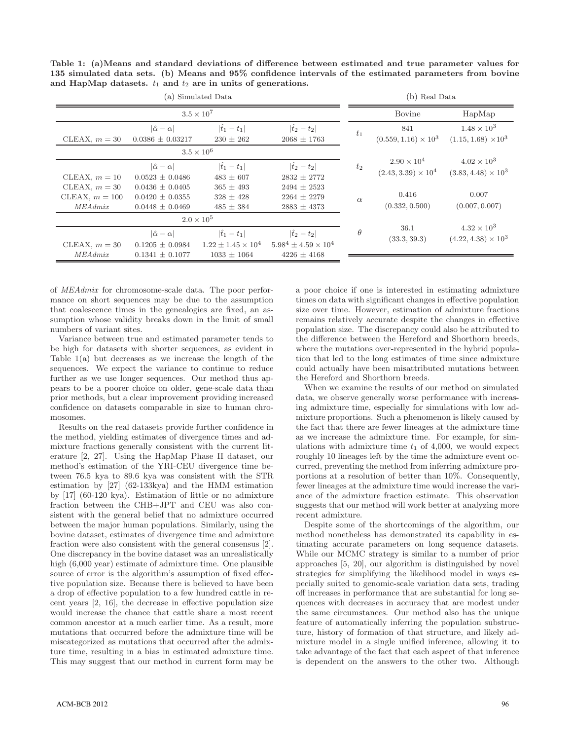**Table 1: (a)Means and standard deviations of difference between estimated and true parameter values for 135 simulated data sets. (b) Means and 95% confidence intervals of the estimated parameters from bovine and HapMap datasets. $t_1$ and $t_2$ are in units of generations.**

(a) Simulated Data

| | $\lvert\hat{\alpha} - \alpha\rvert$ | $\lvert\hat{t}_1 - t_1\rvert$ | $\lvert\hat{t}_2 - t_2\rvert$ |
|---|---|---|---|
| $3.5 \times 10^7$ | | | |
| CLEAX, $m = 30$ | $0.0386 \pm 0.03217$ | $230 \pm 262$ | $2068 \pm 1763$ |
| $3.5 \times 10^6$ | | | |
| CLEAX, $m = 10$ | $0.0523 \pm 0.0486$ | $483 \pm 607$ | $2832 \pm 2772$ |
| CLEAX, $m = 30$ | $0.0436 \pm 0.0405$ | $365 \pm 493$ | $2494 \pm 2523$ |
| CLEAX, $m = 100$ | $0.0420 \pm 0.0355$ | $328 \pm 428$ | $2264 \pm 2279$ |
| *MEAdmix* | $0.0448 \pm 0.0469$ | $485 \pm 384$ | $2883 \pm 4373$ |
| $2.0 \times 10^5$ | | | |
| CLEAX, $m = 30$ | $0.1205 \pm 0.0984$ | $1.22 \pm 1.45 \times 10^4$ | $5.98^4 \pm 4.59 \times 10^4$ |
| *MEAdmix* | $0.1341 \pm 0.1077$ | $1033 \pm 1064$ | $4226 \pm 4168$ |

(b) Real Data

| | Bovine | HapMap |
|---|---|---|
| $t_1$ | 841 <br> $(0.559, 1.16) \times 10^3$ | $1.48 \times 10^3$ <br> $(1.15, 1.68) \times 10^3$ |
| $t_2$ | $2.90 \times 10^4$ <br> $(2.43, 3.39) \times 10^4$ | $4.02 \times 10^3$ <br> $(3.83, 4.48) \times 10^3$ |
| $\alpha$ | 0.416 <br> $(0.332, 0.500)$ | 0.007 <br> $(0.007, 0.007)$ |
| $\theta$ | 36.1 <br> $(33.3, 39.3)$ | $4.32 \times 10^3$ <br> $(4.22, 4.38) \times 10^3$ |

of *MEAdmix* for chromosome-scale data. The poor performance on short sequences may be due to the assumption that coalescence times in the genealogies are fixed, an assumption whose validity breaks down in the limit of small numbers of variant sites.

Variance between true and estimated parameter tends to be high for datasets with shorter sequences, as evident in Table 1(a) but decreases as we increase the length of the sequences. We expect the variance to continue to reduce further as we use longer sequences. Our method thus appears to be a poorer choice on older, gene-scale data than prior methods, but a clear improvement providing increased confidence on datasets comparable in size to human chromosomes.

Results on the real datasets provide further confidence in the method, yielding estimates of divergence times and admixture fractions generally consistent with the current literature [2, 27]. Using the HapMap Phase II dataset, our method's estimation of the YRI-CEU divergence time between 76.5 kya to 89.6 kya was consistent with the STR estimation by [27] (62-133kya) and the HMM estimation by [17] (60-120 kya). Estimation of little or no admixture fraction between the CHB+JPT and CEU was also consistent with the general belief that no admixture occurred between the major human populations. Similarly, using the bovine dataset, estimates of divergence time and admixture fraction were also consistent with the general consensus [2]. One discrepancy in the bovine dataset was an unrealistically high (6,000 year) estimate of admixture time. One plausible source of error is the algorithm's assumption of fixed effective population size. Because there is believed to have been a drop of effective population to a few hundred cattle in recent years [2, 16], the decrease in effective population size would increase the chance that cattle share a most recent common ancestor at a much earlier time. As a result, more mutations that occurred before the admixture time will be miscategorized as mutations that occurred after the admixture time, resulting in a bias in estimated admixture time. This may suggest that our method in current form may be a poor choice if one is interested in estimating admixture times on data with significant changes in effective population size over time. However, estimation of admixture fractions remains relatively accurate despite the changes in effective population size. The discrepancy could also be attributed to the difference between the Hereford and Shorthorn breeds, where the mutations over-represented in the hybrid population that led to the long estimates of time since admixture could actually have been misattributed mutations between the Hereford and Shorthorn breeds.

When we examine the results of our method on simulated data, we observe generally worse performance with increasing admixture time, especially for simulations with low admixture proportions. Such a phenomenon is likely caused by the fact that there are fewer lineages at the admixture time as we increase the admixture time. For example, for simulations with admixture time $t_1$ of 4,000, we would expect roughly 10 lineages left by the time the admixture event occurred, preventing the method from inferring admixture proportions at a resolution of better than 10%. Consequently, fewer lineages at the admixture time would increase the variance of the admixture fraction estimate. This observation suggests that our method will work better at analyzing more recent admixture.

Despite some of the shortcomings of the algorithm, our method nonetheless has demonstrated its capability in estimating accurate parameters on long sequence datasets. While our MCMC strategy is similar to a number of prior approaches [5, 20], our algorithm is distinguished by novel strategies for simplifying the likelihood model in ways especially suited to genomic-scale variation data sets, trading off increases in performance that are substantial for long sequences with decreases in accuracy that are modest under the same circumstances. Our method also has the unique feature of automatically inferring the population substructure, history of formation of that structure, and likely admixture model in a single unified inference, allowing it to take advantage of the fact that each aspect of that inference is dependent on the answers to the other two. Although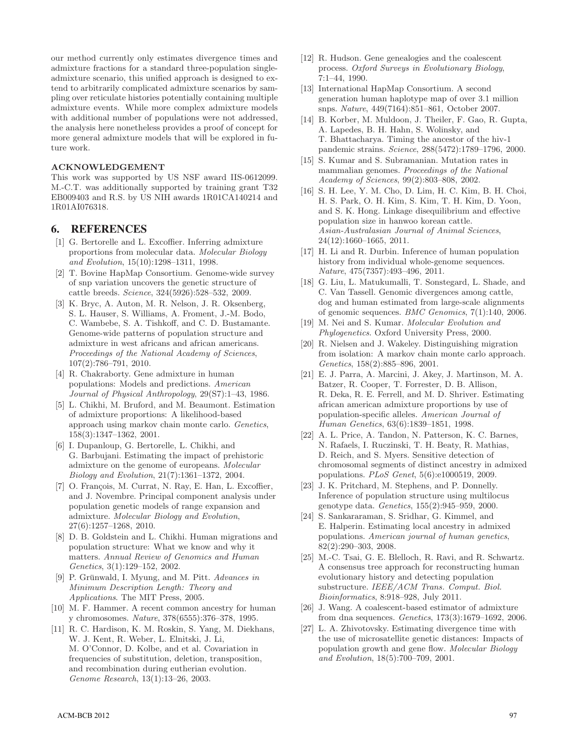our method currently only estimates divergence times and admixture fractions for a standard three-population single-admixture scenario, this unified approach is designed to extend to arbitrarily complicated admixture scenarios by sampling over reticulate histories potentially containing multiple admixture events. While more complex admixture models with additional number of populations were not addressed, the analysis here nonetheless provides a proof of concept for more general admixture models that will be explored in future work.

**ACKNOWLEDGEMENT**

This work was supported by US NSF award IIS-0612099. M.-C.T. was additionally supported by training grant T32 EB009403 and R.S. by US NIH awards 1R01CA140214 and 1R01AI076318.

## 6. REFERENCES

[1] G. Bertorelle and L. Excoffier. Inferring admixture proportions from molecular data. *Molecular Biology and Evolution*, 15(10):1298–1311, 1998.

[2] T. Bovine HapMap Consortium. Genome-wide survey of snp variation uncovers the genetic structure of cattle breeds. *Science*, 324(5926):528–532, 2009.

[3] K. Bryc, A. Auton, M. R. Nelson, J. R. Oksenberg, S. L. Hauser, S. Williams, A. Froment, J.-M. Bodo, C. Wambebe, S. A. Tishkoff, and C. D. Bustamante. Genome-wide patterns of population structure and admixture in west africans and african americans. *Proceedings of the National Academy of Sciences*, 107(2):786–791, 2010.

[4] R. Chakraborty. Gene admixture in human populations: Models and predictions. *American Journal of Physical Anthropology*, 29(S7):1–43, 1986.

[5] L. Chikhi, M. Bruford, and M. Beaumont. Estimation of admixture proportions: A likelihood-based approach using markov chain monte carlo. *Genetics*, 158(3):1347–1362, 2001.

[6] I. Dupanloup, G. Bertorelle, L. Chikhi, and G. Barbujani. Estimating the impact of prehistoric admixture on the genome of europeans. *Molecular Biology and Evolution*, 21(7):1361–1372, 2004.

[7] O. François, M. Currat, N. Ray, E. Han, L. Excoffier, and J. Novembre. Principal component analysis under population genetic models of range expansion and admixture. *Molecular Biology and Evolution*, 27(6):1257–1268, 2010.

[8] D. B. Goldstein and L. Chikhi. Human migrations and population structure: What we know and why it matters. *Annual Review of Genomics and Human Genetics*, 3(1):129–152, 2002.

[9] P. Grünwald, I. Myung, and M. Pitt. *Advances in Minimum Description Length: Theory and Applications*. The MIT Press, 2005.

[10] M. F. Hammer. A recent common ancestry for human y chromosomes. *Nature*, 378(6555):376–378, 1995.

[11] R. C. Hardison, K. M. Roskin, S. Yang, M. Diekhans, W. J. Kent, R. Weber, L. Elnitski, J. Li, M. O'Connor, D. Kolbe, and et al. Covariation in frequencies of substitution, deletion, transposition, and recombination during eutherian evolution. *Genome Research*, 13(1):13–26, 2003.

[12] R. Hudson. Gene genealogies and the coalescent process. *Oxford Surveys in Evolutionary Biology*, 7:1–44, 1990.

[13] International HapMap Consortium. A second generation human haplotype map of over 3.1 million snps. *Nature*, 449(7164):851–861, October 2007.

[14] B. Korber, M. Muldoon, J. Theiler, F. Gao, R. Gupta, A. Lapedes, B. H. Hahn, S. Wolinsky, and T. Bhattacharya. Timing the ancestor of the hiv-1 pandemic strains. *Science*, 288(5472):1789–1796, 2000.

[15] S. Kumar and S. Subramanian. Mutation rates in mammalian genomes. *Proceedings of the National Academy of Sciences*, 99(2):803–808, 2002.

[16] S. H. Lee, Y. M. Cho, D. Lim, H. C. Kim, B. H. Choi, H. S. Park, O. H. Kim, S. Kim, T. H. Kim, D. Yoon, and S. K. Hong. Linkage disequilibrium and effective population size in hanwoo korean cattle. *Asian-Australasian Journal of Animal Sciences*, 24(12):1660–1665, 2011.

[17] H. Li and R. Durbin. Inference of human population history from individual whole-genome sequences. *Nature*, 475(7357):493–496, 2011.

[18] G. Liu, L. Matukumalli, T. Sonstegard, L. Shade, and C. Van Tassell. Genomic divergences among cattle, dog and human estimated from large-scale alignments of genomic sequences. *BMC Genomics*, 7(1):140, 2006.

[19] M. Nei and S. Kumar. *Molecular Evolution and Phylogenetics*. Oxford University Press, 2000.

[20] R. Nielsen and J. Wakeley. Distinguishing migration from isolation: A markov chain monte carlo approach. *Genetics*, 158(2):885–896, 2001.

[21] E. J. Parra, A. Marcini, J. Akey, J. Martinson, M. A. Batzer, R. Cooper, T. Forrester, D. B. Allison, R. Deka, R. E. Ferrell, and M. D. Shriver. Estimating african american admixture proportions by use of population-specific alleles. *American Journal of Human Genetics*, 63(6):1839–1851, 1998.

[22] A. L. Price, A. Tandon, N. Patterson, K. C. Barnes, N. Rafaels, I. Ruczinski, T. H. Beaty, R. Mathias, D. Reich, and S. Myers. Sensitive detection of chromosomal segments of distinct ancestry in admixed populations. *PLoS Genet*, 5(6):e1000519, 2009.

[23] J. K. Pritchard, M. Stephens, and P. Donnelly. Inference of population structure using multilocus genotype data. *Genetics*, 155(2):945–959, 2000.

[24] S. Sankararaman, S. Sridhar, G. Kimmel, and E. Halperin. Estimating local ancestry in admixed populations. *American journal of human genetics*, 82(2):290–303, 2008.

[25] M.-C. Tsai, G. E. Blelloch, R. Ravi, and R. Schwartz. A consensus tree approach for reconstructing human evolutionary history and detecting population substructure. *IEEE/ACM Trans. Comput. Biol. Bioinformatics*, 8:918–928, July 2011.

[26] J. Wang. A coalescent-based estimator of admixture from dna sequences. *Genetics*, 173(3):1679–1692, 2006.

[27] L. A. Zhivotovsky. Estimating divergence time with the use of microsatellite genetic distances: Impacts of population growth and gene flow. *Molecular Biology and Evolution*, 18(5):700–709, 2001.